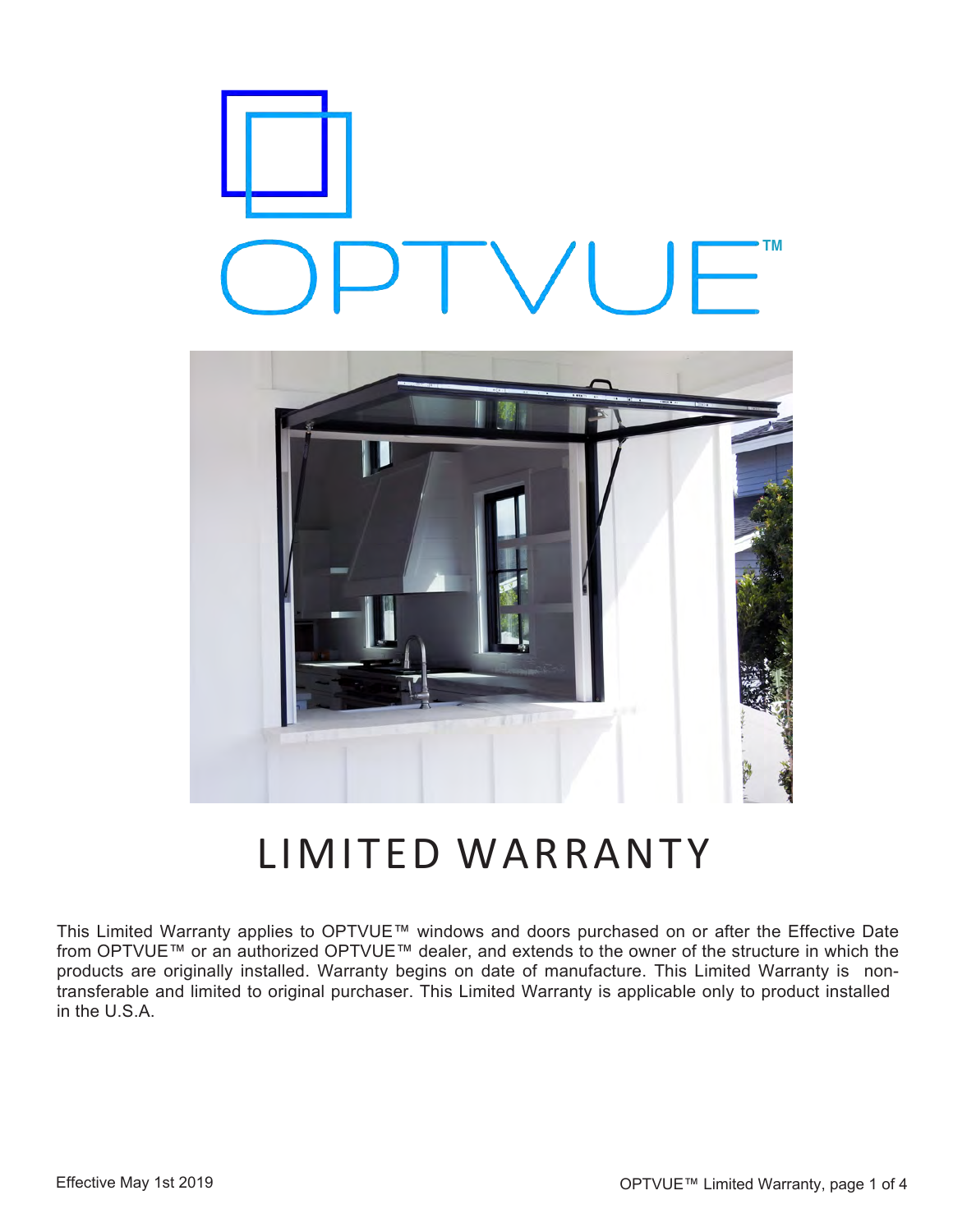OPTVUE™

# LIMITED WARRANTY

This Limited Warranty applies to OPTVUE™ windows and doors purchased on or after the Effective Date from OPTVUE™ or an authorized OPTVUE™ dealer, and extends to the owner of the structure in which the products are originally installed. Warranty begins on date of manufacture. This Limited Warranty is non-transferable and limited to original purchaser. This Limited Warranty is applicable only to product installed in the U.S.A.

Effective May 1st 2019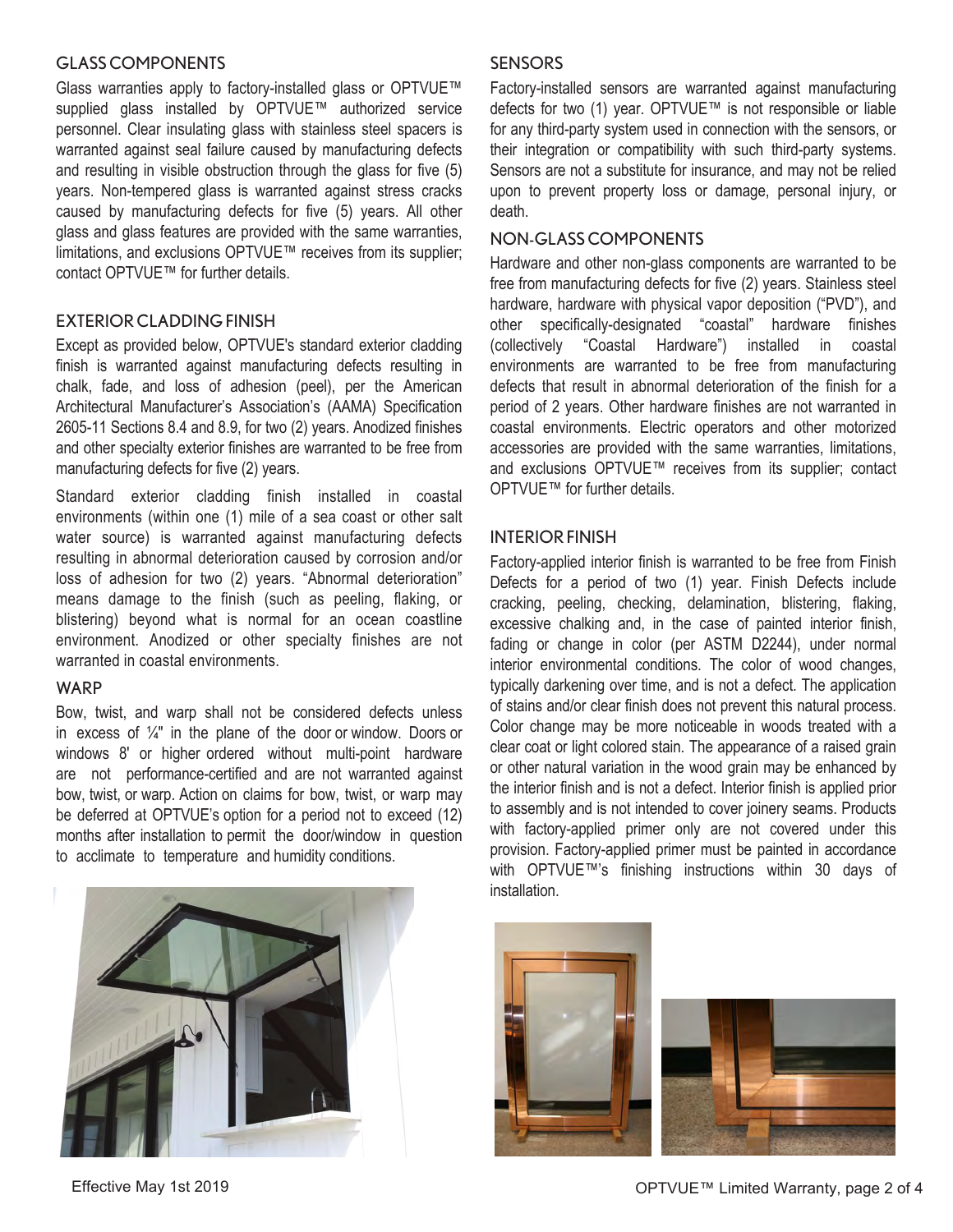## GLASS COMPONENTS

Glass warranties apply to factory-installed glass or OPTVUE™ supplied glass installed by OPTVUE™ authorized service personnel. Clear insulating glass with stainless steel spacers is warranted against seal failure caused by manufacturing defects and resulting in visible obstruction through the glass for five (5) years. Non-tempered glass is warranted against stress cracks caused by manufacturing defects for five (5) years. All other glass and glass features are provided with the same warranties, limitations, and exclusions OPTVUE™ receives from its supplier; contact OPTVUE™ for further details.

## EXTERIOR CLADDING FINISH

Except as provided below, OPTVUE's standard exterior cladding finish is warranted against manufacturing defects resulting in chalk, fade, and loss of adhesion (peel), per the American Architectural Manufacturer's Association's (AAMA) Specification 2605-11 Sections 8.4 and 8.9, for two (2) years. Anodized finishes and other specialty exterior finishes are warranted to be free from manufacturing defects for five (2) years.

Standard exterior cladding finish installed in coastal environments (within one (1) mile of a sea coast or other salt water source) is warranted against manufacturing defects resulting in abnormal deterioration caused by corrosion and/or loss of adhesion for two (2) years. "Abnormal deterioration" means damage to the finish (such as peeling, flaking, or blistering) beyond what is normal for an ocean coastline environment. Anodized or other specialty finishes are not warranted in coastal environments.

## WARP

Bow, twist, and warp shall not be considered defects unless in excess of ¼" in the plane of the door or window. Doors or windows 8' or higher ordered without multi-point hardware are not performance-certified and are not warranted against bow, twist, or warp. Action on claims for bow, twist, or warp may be deferred at OPTVUE's option for a period not to exceed (12) months after installation to permit the door/window in question to acclimate to temperature and humidity conditions.

## SENSORS

Factory-installed sensors are warranted against manufacturing defects for two (1) year. OPTVUE™ is not responsible or liable for any third-party system used in connection with the sensors, or their integration or compatibility with such third-party systems. Sensors are not a substitute for insurance, and may not be relied upon to prevent property loss or damage, personal injury, or death.

## NON-GLASS COMPONENTS

Hardware and other non-glass components are warranted to be free from manufacturing defects for five (2) years. Stainless steel hardware, hardware with physical vapor deposition ("PVD"), and other specifically-designated "coastal" hardware finishes (collectively "Coastal Hardware") installed in coastal environments are warranted to be free from manufacturing defects that result in abnormal deterioration of the finish for a period of 2 years. Other hardware finishes are not warranted in coastal environments. Electric operators and other motorized accessories are provided with the same warranties, limitations, and exclusions OPTVUE™ receives from its supplier; contact OPTVUE™ for further details.

## INTERIOR FINISH

Factory-applied interior finish is warranted to be free from Finish Defects for a period of two (1) year. Finish Defects include cracking, peeling, checking, delamination, blistering, flaking, excessive chalking and, in the case of painted interior finish, fading or change in color (per ASTM D2244), under normal interior environmental conditions. The color of wood changes, typically darkening over time, and is not a defect. The application of stains and/or clear finish does not prevent this natural process. Color change may be more noticeable in woods treated with a clear coat or light colored stain. The appearance of a raised grain or other natural variation in the wood grain may be enhanced by the interior finish and is not a defect. Interior finish is applied prior to assembly and is not intended to cover joinery seams. Products with factory-applied primer only are not covered under this provision. Factory-applied primer must be painted in accordance with OPTVUE™'s finishing instructions within 30 days of installation.

Effective May 1st 2019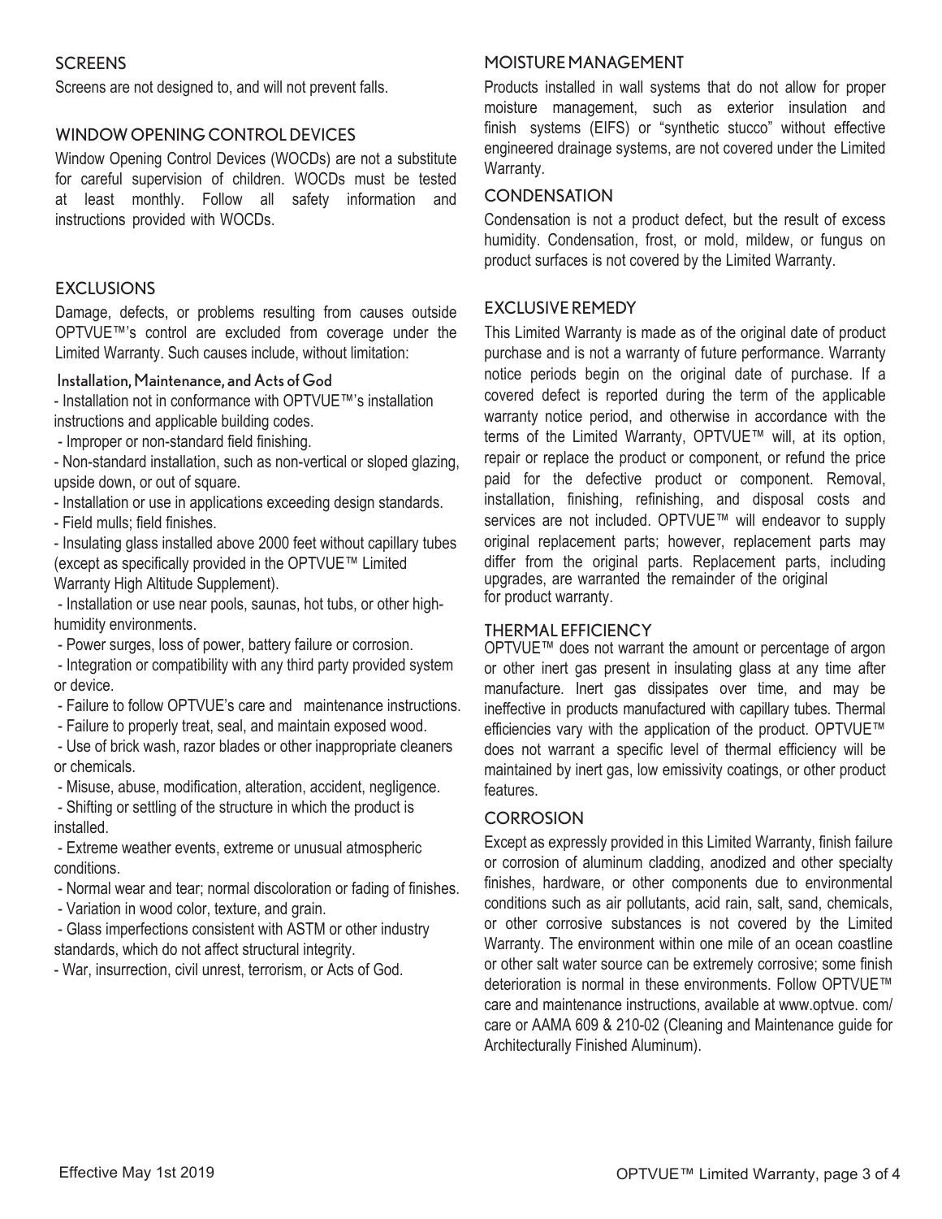## SCREENS

Screens are not designed to, and will not prevent falls.

## WINDOW OPENING CONTROL DEVICES

Window Opening Control Devices (WOCDs) are not a substitute for careful supervision of children. WOCDs must be tested at least monthly. Follow all safety information and instructions provided with WOCDs.

## EXCLUSIONS

Damage, defects, or problems resulting from causes outside OPTVUE™'s control are excluded from coverage under the Limited Warranty. Such causes include, without limitation:

### Installation, Maintenance, and Acts of God

- Installation not in conformance with OPTVUE™'s installation instructions and applicable building codes.
- Improper or non-standard field finishing.
- Non-standard installation, such as non-vertical or sloped glazing, upside down, or out of square.
- Installation or use in applications exceeding design standards.
- Field mulls; field finishes.
- Insulating glass installed above 2000 feet without capillary tubes (except as specifically provided in the OPTVUE™ Limited Warranty High Altitude Supplement).
- Installation or use near pools, saunas, hot tubs, or other high-humidity environments.
- Power surges, loss of power, battery failure or corrosion.
- Integration or compatibility with any third party provided system or device.
- Failure to follow OPTVUE's care and maintenance instructions.
- Failure to properly treat, seal, and maintain exposed wood.
- Use of brick wash, razor blades or other inappropriate cleaners or chemicals.
- Misuse, abuse, modification, alteration, accident, negligence.
- Shifting or settling of the structure in which the product is installed.
- Extreme weather events, extreme or unusual atmospheric conditions.
- Normal wear and tear; normal discoloration or fading of finishes.
- Variation in wood color, texture, and grain.
- Glass imperfections consistent with ASTM or other industry standards, which do not affect structural integrity.
- War, insurrection, civil unrest, terrorism, or Acts of God.

## MOISTURE MANAGEMENT

Products installed in wall systems that do not allow for proper moisture management, such as exterior insulation and finish systems (EIFS) or "synthetic stucco" without effective engineered drainage systems, are not covered under the Limited Warranty.

## CONDENSATION

Condensation is not a product defect, but the result of excess humidity. Condensation, frost, or mold, mildew, or fungus on product surfaces is not covered by the Limited Warranty.

## EXCLUSIVE REMEDY

This Limited Warranty is made as of the original date of product purchase and is not a warranty of future performance. Warranty notice periods begin on the original date of purchase. If a covered defect is reported during the term of the applicable warranty notice period, and otherwise in accordance with the terms of the Limited Warranty, OPTVUE™ will, at its option, repair or replace the product or component, or refund the price paid for the defective product or component. Removal, installation, finishing, refinishing, and disposal costs and services are not included. OPTVUE™ will endeavor to supply original replacement parts; however, replacement parts may differ from the original parts. Replacement parts, including upgrades, are warranted the remainder of the original for product warranty.

## THERMAL EFFICIENCY

OPTVUE™ does not warrant the amount or percentage of argon or other inert gas present in insulating glass at any time after manufacture. Inert gas dissipates over time, and may be ineffective in products manufactured with capillary tubes. Thermal efficiencies vary with the application of the product. OPTVUE™ does not warrant a specific level of thermal efficiency will be maintained by inert gas, low emissivity coatings, or other product features.

## CORROSION

Except as expressly provided in this Limited Warranty, finish failure or corrosion of aluminum cladding, anodized and other specialty finishes, hardware, or other components due to environmental conditions such as air pollutants, acid rain, salt, sand, chemicals, or other corrosive substances is not covered by the Limited Warranty. The environment within one mile of an ocean coastline or other salt water source can be extremely corrosive; some finish deterioration is normal in these environments. Follow OPTVUE™ care and maintenance instructions, available at www.optvue. com/ care or AAMA 609 & 210-02 (Cleaning and Maintenance guide for Architecturally Finished Aluminum).

Effective May 1st 2019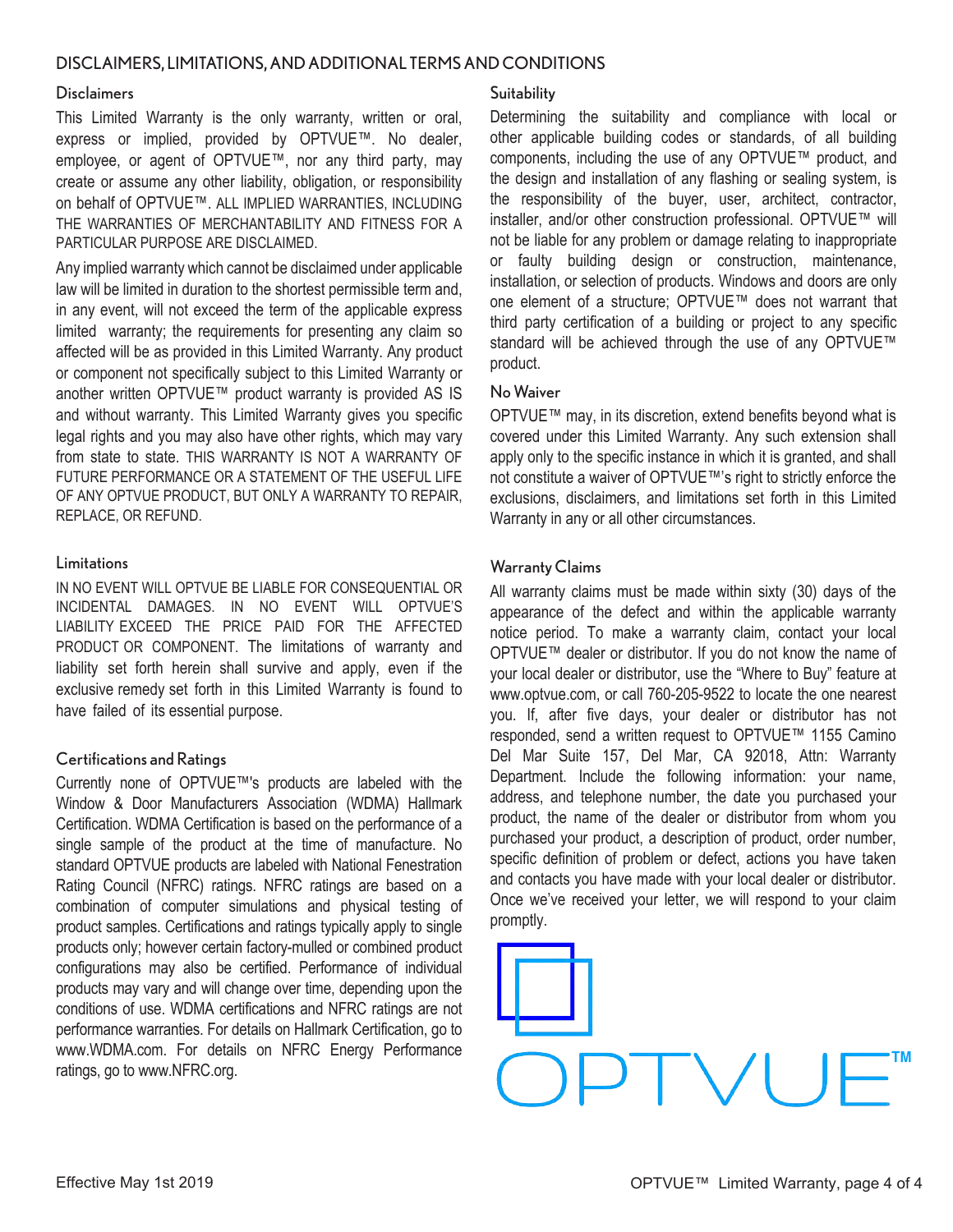## DISCLAIMERS, LIMITATIONS, AND ADDITIONAL TERMS AND CONDITIONS

### Disclaimers

This Limited Warranty is the only warranty, written or oral, express or implied, provided by OPTVUE™. No dealer, employee, or agent of OPTVUE™, nor any third party, may create or assume any other liability, obligation, or responsibility on behalf of OPTVUE™. ALL IMPLIED WARRANTIES, INCLUDING THE WARRANTIES OF MERCHANTABILITY AND FITNESS FOR A PARTICULAR PURPOSE ARE DISCLAIMED.

Any implied warranty which cannot be disclaimed under applicable law will be limited in duration to the shortest permissible term and, in any event, will not exceed the term of the applicable express limited warranty; the requirements for presenting any claim so affected will be as provided in this Limited Warranty. Any product or component not specifically subject to this Limited Warranty or another written OPTVUE™ product warranty is provided AS IS and without warranty. This Limited Warranty gives you specific legal rights and you may also have other rights, which may vary from state to state. THIS WARRANTY IS NOT A WARRANTY OF FUTURE PERFORMANCE OR A STATEMENT OF THE USEFUL LIFE OF ANY OPTVUE PRODUCT, BUT ONLY A WARRANTY TO REPAIR, REPLACE, OR REFUND.

### Limitations

IN NO EVENT WILL OPTVUE BE LIABLE FOR CONSEQUENTIAL OR INCIDENTAL DAMAGES. IN NO EVENT WILL OPTVUE'S LIABILITY EXCEED THE PRICE PAID FOR THE AFFECTED PRODUCT OR COMPONENT. The limitations of warranty and liability set forth herein shall survive and apply, even if the exclusive remedy set forth in this Limited Warranty is found to have failed of its essential purpose.

### Certifications and Ratings

Currently none of OPTVUE™'s products are labeled with the Window & Door Manufacturers Association (WDMA) Hallmark Certification. WDMA Certification is based on the performance of a single sample of the product at the time of manufacture. No standard OPTVUE products are labeled with National Fenestration Rating Council (NFRC) ratings. NFRC ratings are based on a combination of computer simulations and physical testing of product samples. Certifications and ratings typically apply to single products only; however certain factory-mulled or combined product configurations may also be certified. Performance of individual products may vary and will change over time, depending upon the conditions of use. WDMA certifications and NFRC ratings are not performance warranties. For details on Hallmark Certification, go to www.WDMA.com. For details on NFRC Energy Performance ratings, go to www.NFRC.org.

### Suitability

Determining the suitability and compliance with local or other applicable building codes or standards, of all building components, including the use of any OPTVUE™ product, and the design and installation of any flashing or sealing system, is the responsibility of the buyer, user, architect, contractor, installer, and/or other construction professional. OPTVUE™ will not be liable for any problem or damage relating to inappropriate or faulty building design or construction, maintenance, installation, or selection of products. Windows and doors are only one element of a structure; OPTVUE™ does not warrant that third party certification of a building or project to any specific standard will be achieved through the use of any OPTVUE™ product.

### No Waiver

OPTVUE™ may, in its discretion, extend benefits beyond what is covered under this Limited Warranty. Any such extension shall apply only to the specific instance in which it is granted, and shall not constitute a waiver of OPTVUE™'s right to strictly enforce the exclusions, disclaimers, and limitations set forth in this Limited Warranty in any or all other circumstances.

### Warranty Claims

All warranty claims must be made within sixty (30) days of the appearance of the defect and within the applicable warranty notice period. To make a warranty claim, contact your local OPTVUE™ dealer or distributor. If you do not know the name of your local dealer or distributor, use the "Where to Buy" feature at www.optvue.com, or call 760-205-9522 to locate the one nearest you. If, after five days, your dealer or distributor has not responded, send a written request to OPTVUE™ 1155 Camino Del Mar Suite 157, Del Mar, CA 92018, Attn: Warranty Department. Include the following information: your name, address, and telephone number, the date you purchased your product, the name of the dealer or distributor from whom you purchased your product, a description of product, order number, specific definition of problem or defect, actions you have taken and contacts you have made with your local dealer or distributor. Once we've received your letter, we will respond to your claim promptly.

OPTVUE™

Effective May 1st 2019